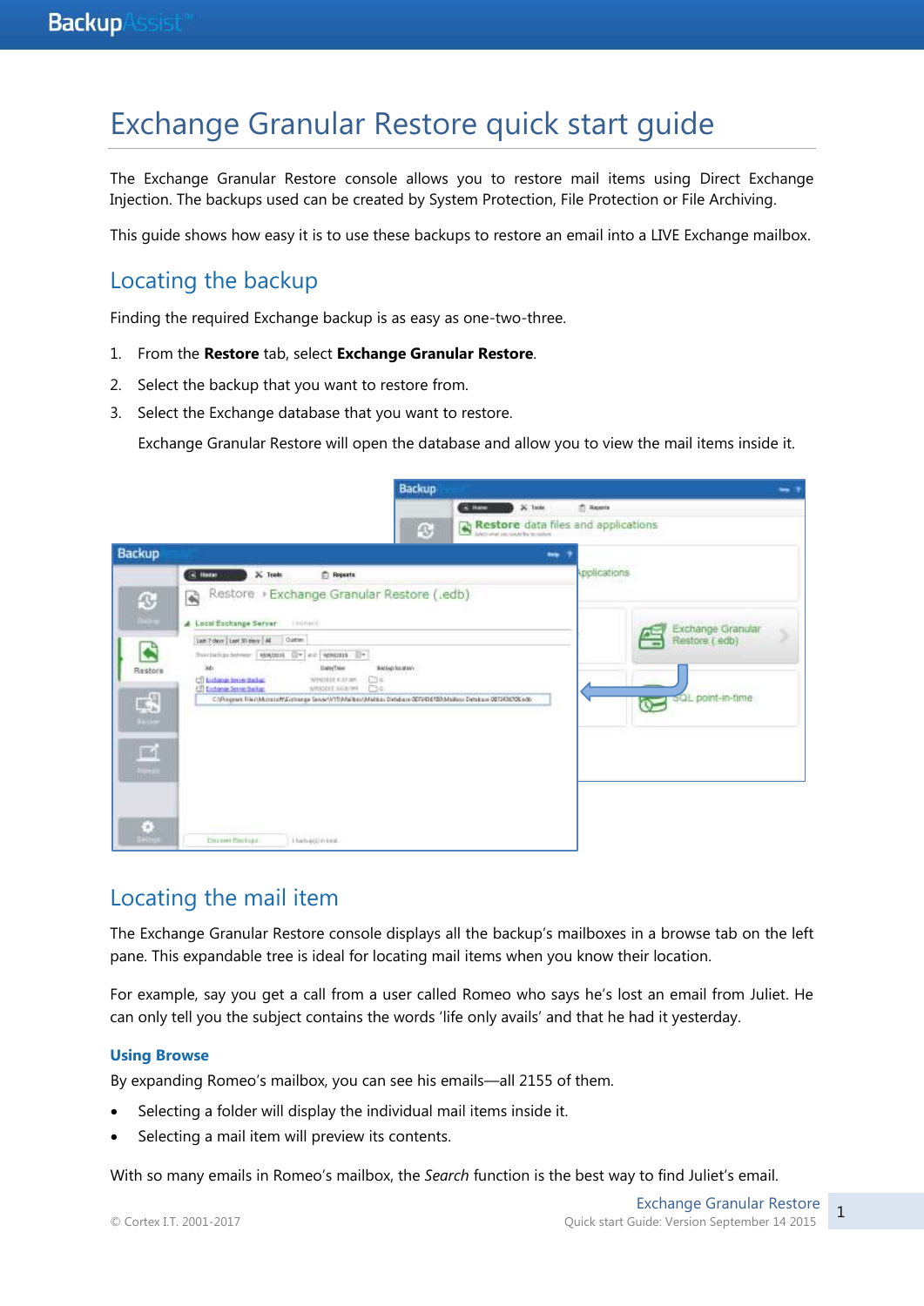# Exchange Granular Restore quick start guide

The Exchange Granular Restore console allows you to restore mail items using Direct Exchange Injection. The backups used can be created by System Protection, File Protection or File Archiving.

This guide shows how easy it is to use these backups to restore an email into a LIVE Exchange mailbox.

## Locating the backup

Finding the required Exchange backup is as easy as one-two-three.

1. From the **Restore** tab, select **Exchange Granular Restore**.
2. Select the backup that you want to restore from.
3. Select the Exchange database that you want to restore.

   Exchange Granular Restore will open the database and allow you to view the mail items inside it.

## Locating the mail item

The Exchange Granular Restore console displays all the backup's mailboxes in a browse tab on the left pane. This expandable tree is ideal for locating mail items when you know their location.

For example, say you get a call from a user called Romeo who says he's lost an email from Juliet. He can only tell you the subject contains the words 'life only avails' and that he had it yesterday.

### Using Browse

By expanding Romeo's mailbox, you can see his emails—all 2155 of them.

- Selecting a folder will display the individual mail items inside it.
- Selecting a mail item will preview its contents.

With so many emails in Romeo's mailbox, the *Search* function is the best way to find Juliet's email.

© Cortex I.T. 2001-2017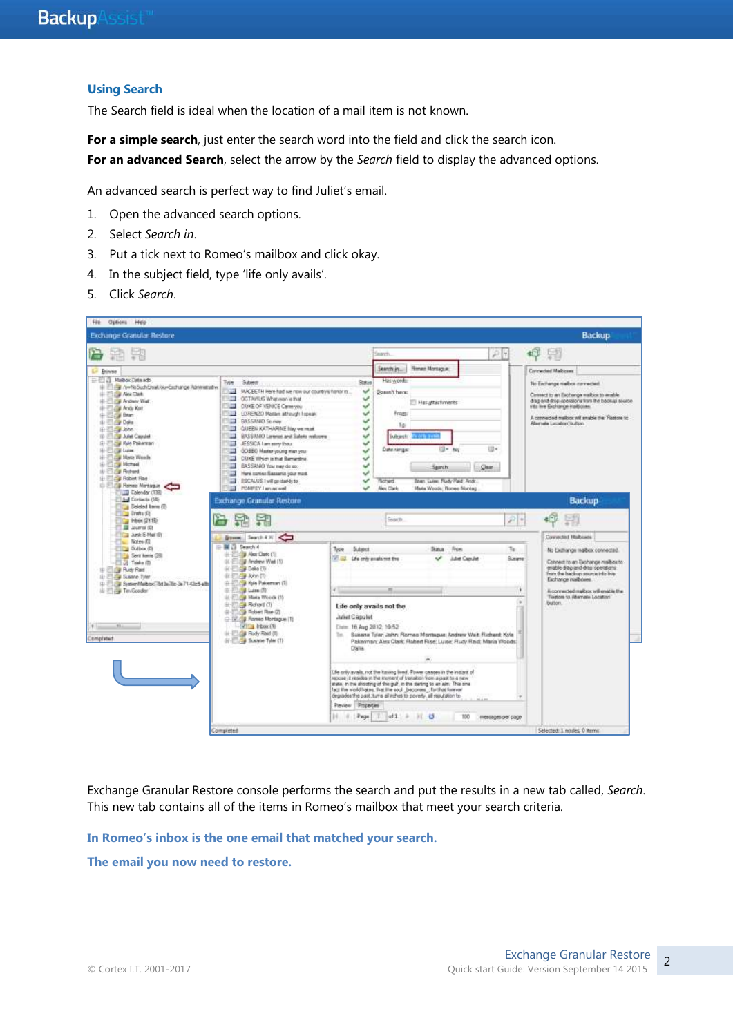## Using Search

The Search field is ideal when the location of a mail item is not known.

**For a simple search**, just enter the search word into the field and click the search icon.

**For an advanced Search**, select the arrow by the *Search* field to display the advanced options.

An advanced search is perfect way to find Juliet's email.

1. Open the advanced search options.
2. Select *Search in*.
3. Put a tick next to Romeo's mailbox and click okay.
4. In the subject field, type 'life only avails'.
5. Click *Search*.

Exchange Granular Restore console performs the search and put the results in a new tab called, *Search*. This new tab contains all of the items in Romeo's mailbox that meet your search criteria.

**In Romeo's inbox is the one email that matched your search.**

**The email you now need to restore.**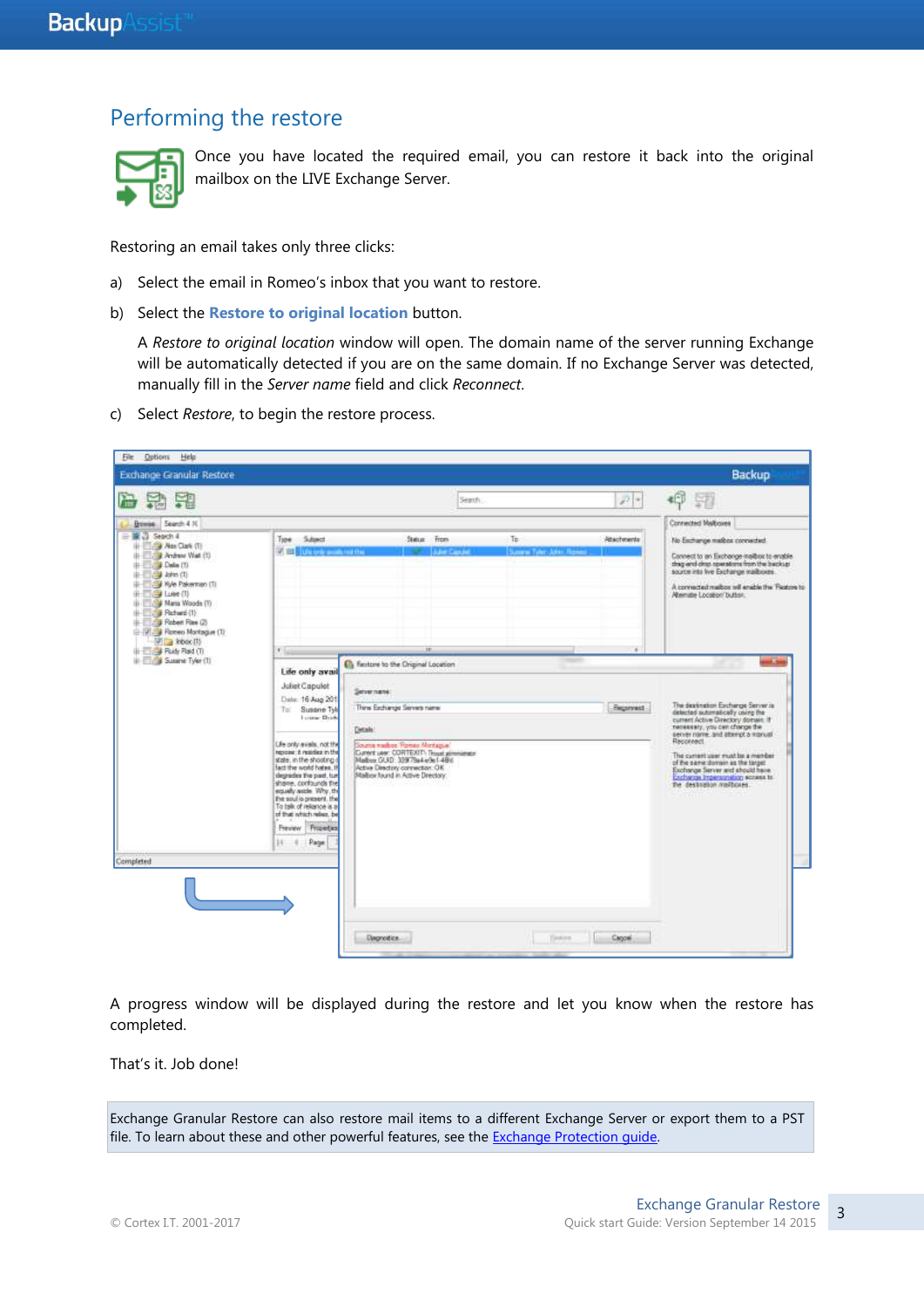## Performing the restore

Once you have located the required email, you can restore it back into the original mailbox on the LIVE Exchange Server.

Restoring an email takes only three clicks:

a) Select the email in Romeo's inbox that you want to restore.

b) Select the **Restore to original location** button.

A *Restore to original location* window will open. The domain name of the server running Exchange will be automatically detected if you are on the same domain. If no Exchange Server was detected, manually fill in the *Server name* field and click *Reconnect*.

c) Select *Restore*, to begin the restore process.

A progress window will be displayed during the restore and let you know when the restore has completed.

That's it. Job done!

Exchange Granular Restore can also restore mail items to a different Exchange Server or export them to a PST file. To learn about these and other powerful features, see the [Exchange Protection guide](#).